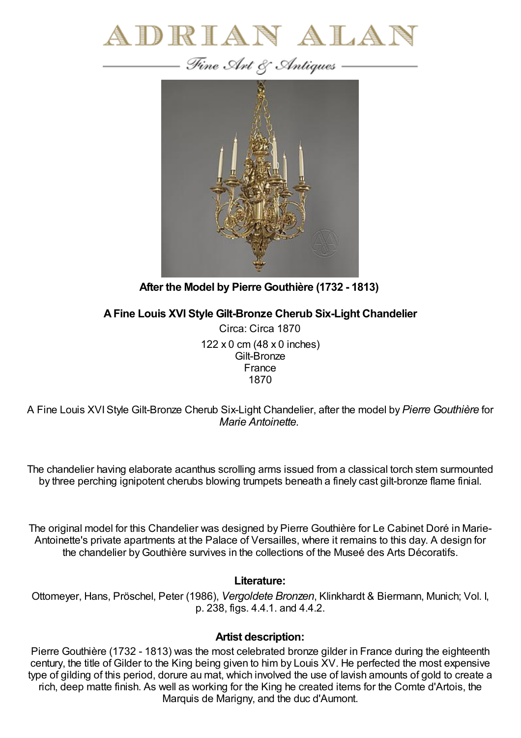# ADRIAN ALAN

*Fine Art & Antiques*

**After the Model by Pierre Gouthière (1732 - 1813)**

**A Fine Louis XVI Style Gilt-Bronze Cherub Six-Light Chandelier**

Circa: Circa 1870

122 x 0 cm (48 x 0 inches)
Gilt-Bronze
France
1870

A Fine Louis XVI Style Gilt-Bronze Cherub Six-Light Chandelier, after the model by *Pierre Gouthière* for *Marie Antoinette.*

The chandelier having elaborate acanthus scrolling arms issued from a classical torch stem surmounted by three perching ignipotent cherubs blowing trumpets beneath a finely cast gilt-bronze flame finial.

The original model for this Chandelier was designed by Pierre Gouthière for Le Cabinet Doré in Marie-Antoinette's private apartments at the Palace of Versailles, where it remains to this day. A design for the chandelier by Gouthière survives in the collections of the Museé des Arts Décoratifs.

**Literature:**

Ottomeyer, Hans, Pröschel, Peter (1986), *Vergoldete Bronzen*, Klinkhardt & Biermann, Munich; Vol. I, p. 238, figs. 4.4.1. and 4.4.2.

**Artist description:**

Pierre Gouthière (1732 - 1813) was the most celebrated bronze gilder in France during the eighteenth century, the title of Gilder to the King being given to him by Louis XV. He perfected the most expensive type of gilding of this period, dorure au mat, which involved the use of lavish amounts of gold to create a rich, deep matte finish. As well as working for the King he created items for the Comte d'Artois, the Marquis de Marigny, and the duc d'Aumont.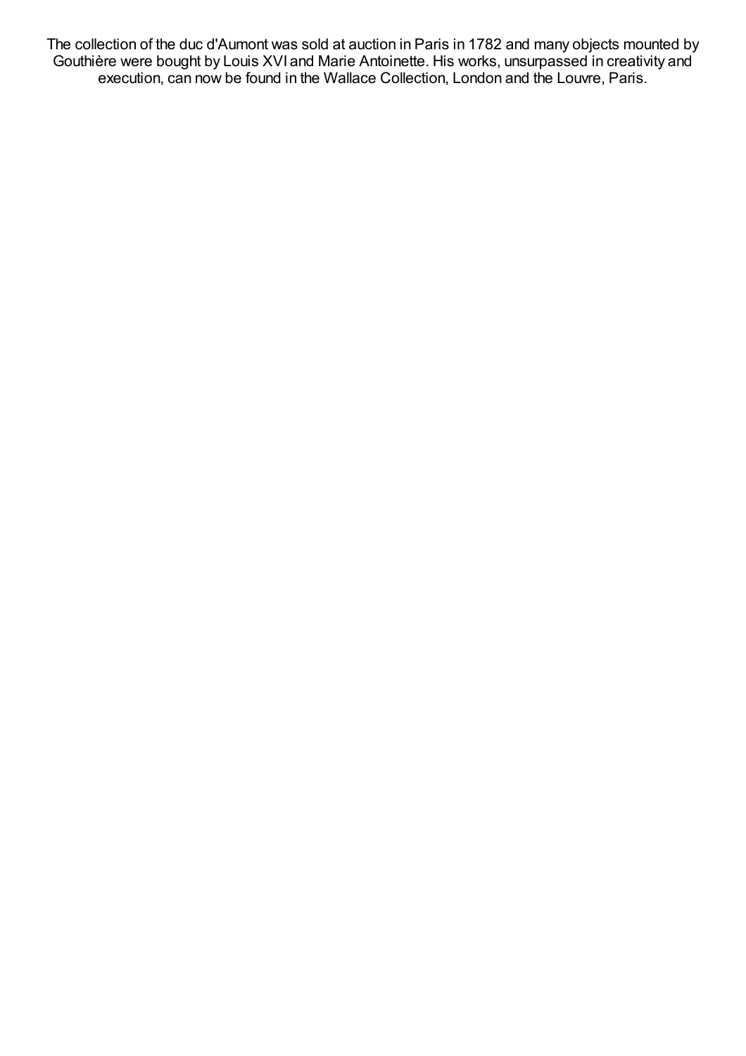The collection of the duc d'Aumont was sold at auction in Paris in 1782 and many objects mounted by Gouthière were bought by Louis XVI and Marie Antoinette. His works, unsurpassed in creativity and execution, can now be found in the Wallace Collection, London and the Louvre, Paris.